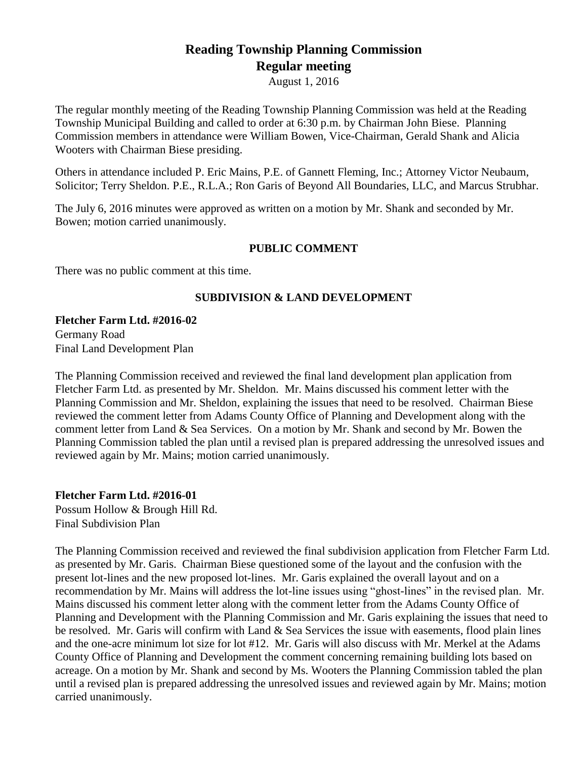# Reading Township Planning Commission
# Regular meeting

August 1, 2016

The regular monthly meeting of the Reading Township Planning Commission was held at the Reading Township Municipal Building and called to order at 6:30 p.m. by Chairman John Biese. Planning Commission members in attendance were William Bowen, Vice-Chairman, Gerald Shank and Alicia Wooters with Chairman Biese presiding.

Others in attendance included P. Eric Mains, P.E. of Gannett Fleming, Inc.; Attorney Victor Neubaum, Solicitor; Terry Sheldon. P.E., R.L.A.; Ron Garis of Beyond All Boundaries, LLC, and Marcus Strubhar.

The July 6, 2016 minutes were approved as written on a motion by Mr. Shank and seconded by Mr. Bowen; motion carried unanimously.

## PUBLIC COMMENT

There was no public comment at this time.

## SUBDIVISION & LAND DEVELOPMENT

**Fletcher Farm Ltd. #2016-02**
Germany Road
Final Land Development Plan

The Planning Commission received and reviewed the final land development plan application from Fletcher Farm Ltd. as presented by Mr. Sheldon. Mr. Mains discussed his comment letter with the Planning Commission and Mr. Sheldon, explaining the issues that need to be resolved. Chairman Biese reviewed the comment letter from Adams County Office of Planning and Development along with the comment letter from Land & Sea Services. On a motion by Mr. Shank and second by Mr. Bowen the Planning Commission tabled the plan until a revised plan is prepared addressing the unresolved issues and reviewed again by Mr. Mains; motion carried unanimously.

**Fletcher Farm Ltd. #2016-01**
Possum Hollow & Brough Hill Rd.
Final Subdivision Plan

The Planning Commission received and reviewed the final subdivision application from Fletcher Farm Ltd. as presented by Mr. Garis. Chairman Biese questioned some of the layout and the confusion with the present lot-lines and the new proposed lot-lines. Mr. Garis explained the overall layout and on a recommendation by Mr. Mains will address the lot-line issues using "ghost-lines" in the revised plan. Mr. Mains discussed his comment letter along with the comment letter from the Adams County Office of Planning and Development with the Planning Commission and Mr. Garis explaining the issues that need to be resolved. Mr. Garis will confirm with Land & Sea Services the issue with easements, flood plain lines and the one-acre minimum lot size for lot #12. Mr. Garis will also discuss with Mr. Merkel at the Adams County Office of Planning and Development the comment concerning remaining building lots based on acreage. On a motion by Mr. Shank and second by Ms. Wooters the Planning Commission tabled the plan until a revised plan is prepared addressing the unresolved issues and reviewed again by Mr. Mains; motion carried unanimously.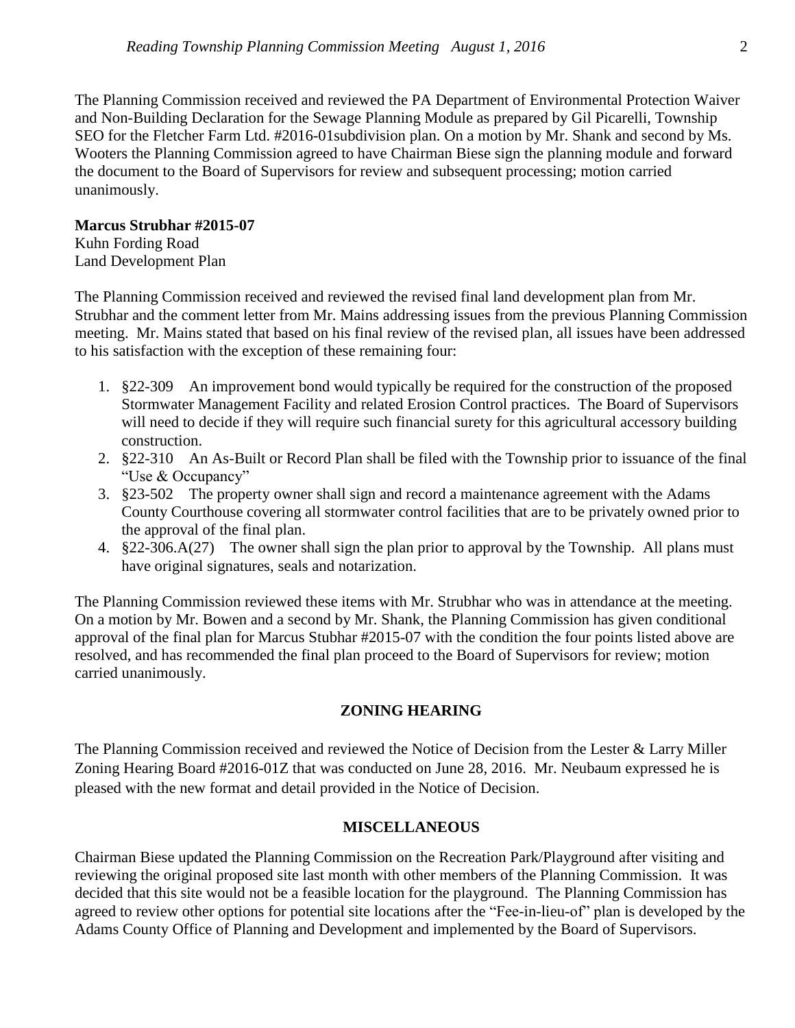The Planning Commission received and reviewed the PA Department of Environmental Protection Waiver and Non-Building Declaration for the Sewage Planning Module as prepared by Gil Picarelli, Township SEO for the Fletcher Farm Ltd. #2016-01subdivision plan. On a motion by Mr. Shank and second by Ms. Wooters the Planning Commission agreed to have Chairman Biese sign the planning module and forward the document to the Board of Supervisors for review and subsequent processing; motion carried unanimously.

**Marcus Strubhar #2015-07**
Kuhn Fording Road
Land Development Plan

The Planning Commission received and reviewed the revised final land development plan from Mr. Strubhar and the comment letter from Mr. Mains addressing issues from the previous Planning Commission meeting. Mr. Mains stated that based on his final review of the revised plan, all issues have been addressed to his satisfaction with the exception of these remaining four:

1. §22-309 An improvement bond would typically be required for the construction of the proposed Stormwater Management Facility and related Erosion Control practices. The Board of Supervisors will need to decide if they will require such financial surety for this agricultural accessory building construction.
2. §22-310 An As-Built or Record Plan shall be filed with the Township prior to issuance of the final "Use & Occupancy"
3. §23-502 The property owner shall sign and record a maintenance agreement with the Adams County Courthouse covering all stormwater control facilities that are to be privately owned prior to the approval of the final plan.
4. §22-306.A(27) The owner shall sign the plan prior to approval by the Township. All plans must have original signatures, seals and notarization.

The Planning Commission reviewed these items with Mr. Strubhar who was in attendance at the meeting. On a motion by Mr. Bowen and a second by Mr. Shank, the Planning Commission has given conditional approval of the final plan for Marcus Stubhar #2015-07 with the condition the four points listed above are resolved, and has recommended the final plan proceed to the Board of Supervisors for review; motion carried unanimously.

## ZONING HEARING

The Planning Commission received and reviewed the Notice of Decision from the Lester & Larry Miller Zoning Hearing Board #2016-01Z that was conducted on June 28, 2016. Mr. Neubaum expressed he is pleased with the new format and detail provided in the Notice of Decision.

## MISCELLANEOUS

Chairman Biese updated the Planning Commission on the Recreation Park/Playground after visiting and reviewing the original proposed site last month with other members of the Planning Commission. It was decided that this site would not be a feasible location for the playground. The Planning Commission has agreed to review other options for potential site locations after the "Fee-in-lieu-of" plan is developed by the Adams County Office of Planning and Development and implemented by the Board of Supervisors.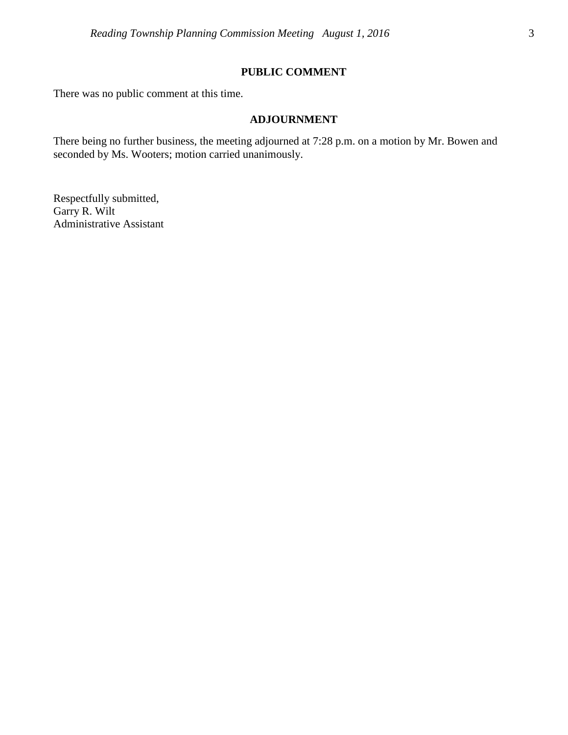## PUBLIC COMMENT

There was no public comment at this time.

## ADJOURNMENT

There being no further business, the meeting adjourned at 7:28 p.m. on a motion by Mr. Bowen and seconded by Ms. Wooters; motion carried unanimously.

Respectfully submitted,
Garry R. Wilt
Administrative Assistant